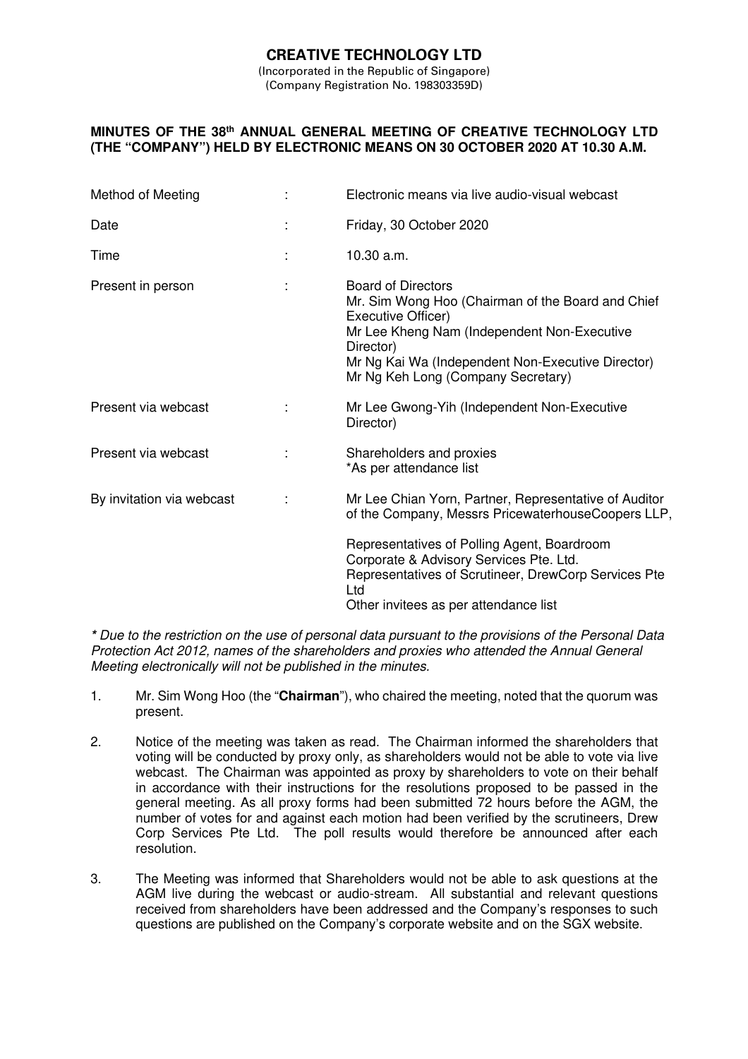# CREATIVE TECHNOLOGY LTD

(Incorporated in the Republic of Singapore)
(Company Registration No. 198303359D)

**MINUTES OF THE 38th ANNUAL GENERAL MEETING OF CREATIVE TECHNOLOGY LTD (THE "COMPANY") HELD BY ELECTRONIC MEANS ON 30 OCTOBER 2020 AT 10.30 A.M.**

| | | |
|---|---|---|
| Method of Meeting | : | Electronic means via live audio-visual webcast |
| Date | : | Friday, 30 October 2020 |
| Time | : | 10.30 a.m. |
| Present in person | : | Board of Directors<br>Mr. Sim Wong Hoo (Chairman of the Board and Chief Executive Officer)<br>Mr Lee Kheng Nam (Independent Non-Executive Director)<br>Mr Ng Kai Wa (Independent Non-Executive Director)<br>Mr Ng Keh Long (Company Secretary) |
| Present via webcast | : | Mr Lee Gwong-Yih (Independent Non-Executive Director) |
| Present via webcast | : | Shareholders and proxies<br>*As per attendance list |
| By invitation via webcast | : | Mr Lee Chian Yorn, Partner, Representative of Auditor of the Company, Messrs PricewaterhouseCoopers LLP,<br><br>Representatives of Polling Agent, Boardroom Corporate & Advisory Services Pte. Ltd.<br>Representatives of Scrutineer, DrewCorp Services Pte Ltd<br>Other invitees as per attendance list |

*\* Due to the restriction on the use of personal data pursuant to the provisions of the Personal Data Protection Act 2012, names of the shareholders and proxies who attended the Annual General Meeting electronically will not be published in the minutes.*

1. Mr. Sim Wong Hoo (the "**Chairman**"), who chaired the meeting, noted that the quorum was present.

2. Notice of the meeting was taken as read. The Chairman informed the shareholders that voting will be conducted by proxy only, as shareholders would not be able to vote via live webcast. The Chairman was appointed as proxy by shareholders to vote on their behalf in accordance with their instructions for the resolutions proposed to be passed in the general meeting. As all proxy forms had been submitted 72 hours before the AGM, the number of votes for and against each motion had been verified by the scrutineers, Drew Corp Services Pte Ltd. The poll results would therefore be announced after each resolution.

3. The Meeting was informed that Shareholders would not be able to ask questions at the AGM live during the webcast or audio-stream. All substantial and relevant questions received from shareholders have been addressed and the Company's responses to such questions are published on the Company's corporate website and on the SGX website.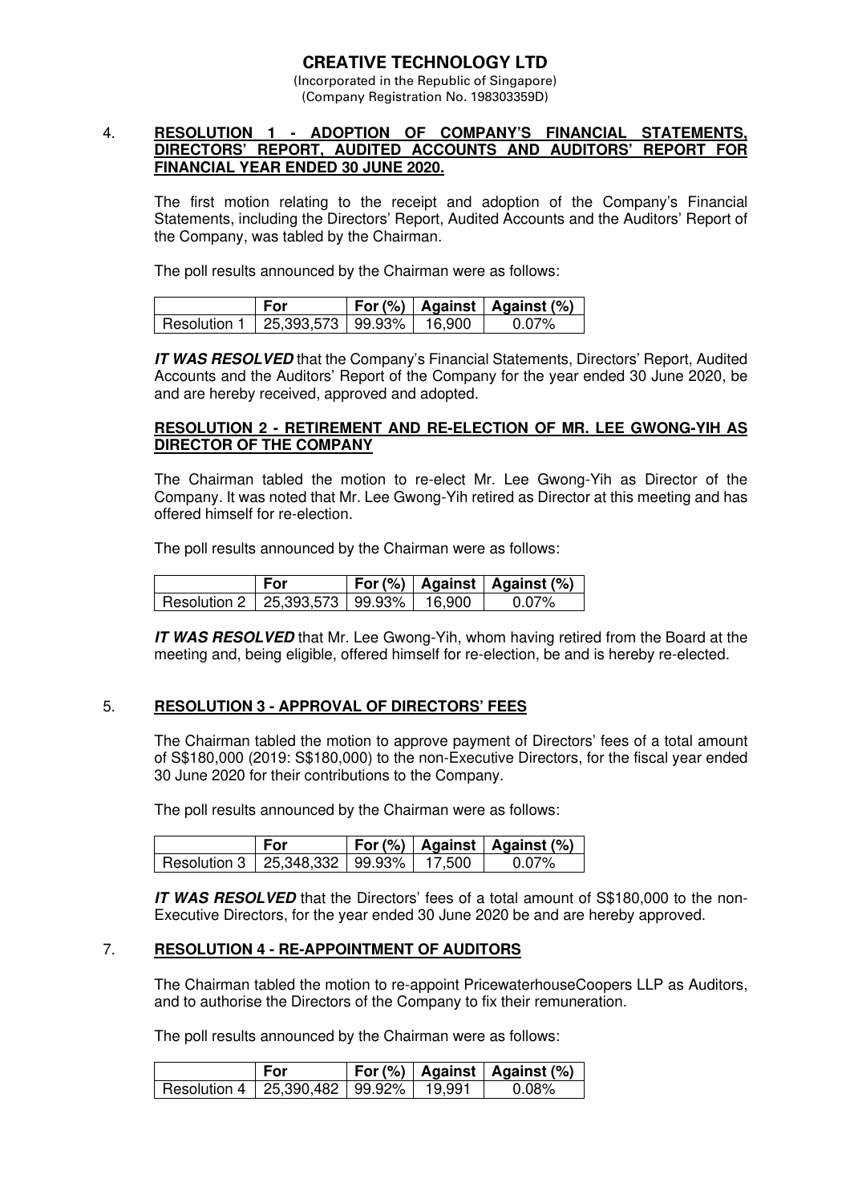**CREATIVE TECHNOLOGY LTD**
(Incorporated in the Republic of Singapore)
(Company Registration No. 198303359D)

4. **RESOLUTION 1 - ADOPTION OF COMPANY'S FINANCIAL STATEMENTS, DIRECTORS' REPORT, AUDITED ACCOUNTS AND AUDITORS' REPORT FOR FINANCIAL YEAR ENDED 30 JUNE 2020.**

The first motion relating to the receipt and adoption of the Company's Financial Statements, including the Directors' Report, Audited Accounts and the Auditors' Report of the Company, was tabled by the Chairman.

The poll results announced by the Chairman were as follows:

| | For | For (%) | Against | Against (%) |
|---|---|---|---|---|
| Resolution 1 | 25,393,573 | 99.93% | 16,900 | 0.07% |

***IT WAS RESOLVED*** that the Company's Financial Statements, Directors' Report, Audited Accounts and the Auditors' Report of the Company for the year ended 30 June 2020, be and are hereby received, approved and adopted.

**RESOLUTION 2 - RETIREMENT AND RE-ELECTION OF MR. LEE GWONG-YIH AS DIRECTOR OF THE COMPANY**

The Chairman tabled the motion to re-elect Mr. Lee Gwong-Yih as Director of the Company. It was noted that Mr. Lee Gwong-Yih retired as Director at this meeting and has offered himself for re-election.

The poll results announced by the Chairman were as follows:

| | For | For (%) | Against | Against (%) |
|---|---|---|---|---|
| Resolution 2 | 25,393,573 | 99.93% | 16,900 | 0.07% |

***IT WAS RESOLVED*** that Mr. Lee Gwong-Yih, whom having retired from the Board at the meeting and, being eligible, offered himself for re-election, be and is hereby re-elected.

5. **RESOLUTION 3 - APPROVAL OF DIRECTORS' FEES**

The Chairman tabled the motion to approve payment of Directors' fees of a total amount of S$180,000 (2019: S$180,000) to the non-Executive Directors, for the fiscal year ended 30 June 2020 for their contributions to the Company.

The poll results announced by the Chairman were as follows:

| | For | For (%) | Against | Against (%) |
|---|---|---|---|---|
| Resolution 3 | 25,348,332 | 99.93% | 17,500 | 0.07% |

***IT WAS RESOLVED*** that the Directors' fees of a total amount of S$180,000 to the non-Executive Directors, for the year ended 30 June 2020 be and are hereby approved.

7. **RESOLUTION 4 - RE-APPOINTMENT OF AUDITORS**

The Chairman tabled the motion to re-appoint PricewaterhouseCoopers LLP as Auditors, and to authorise the Directors of the Company to fix their remuneration.

The poll results announced by the Chairman were as follows:

| | For | For (%) | Against | Against (%) |
|---|---|---|---|---|
| Resolution 4 | 25,390,482 | 99.92% | 19,991 | 0.08% |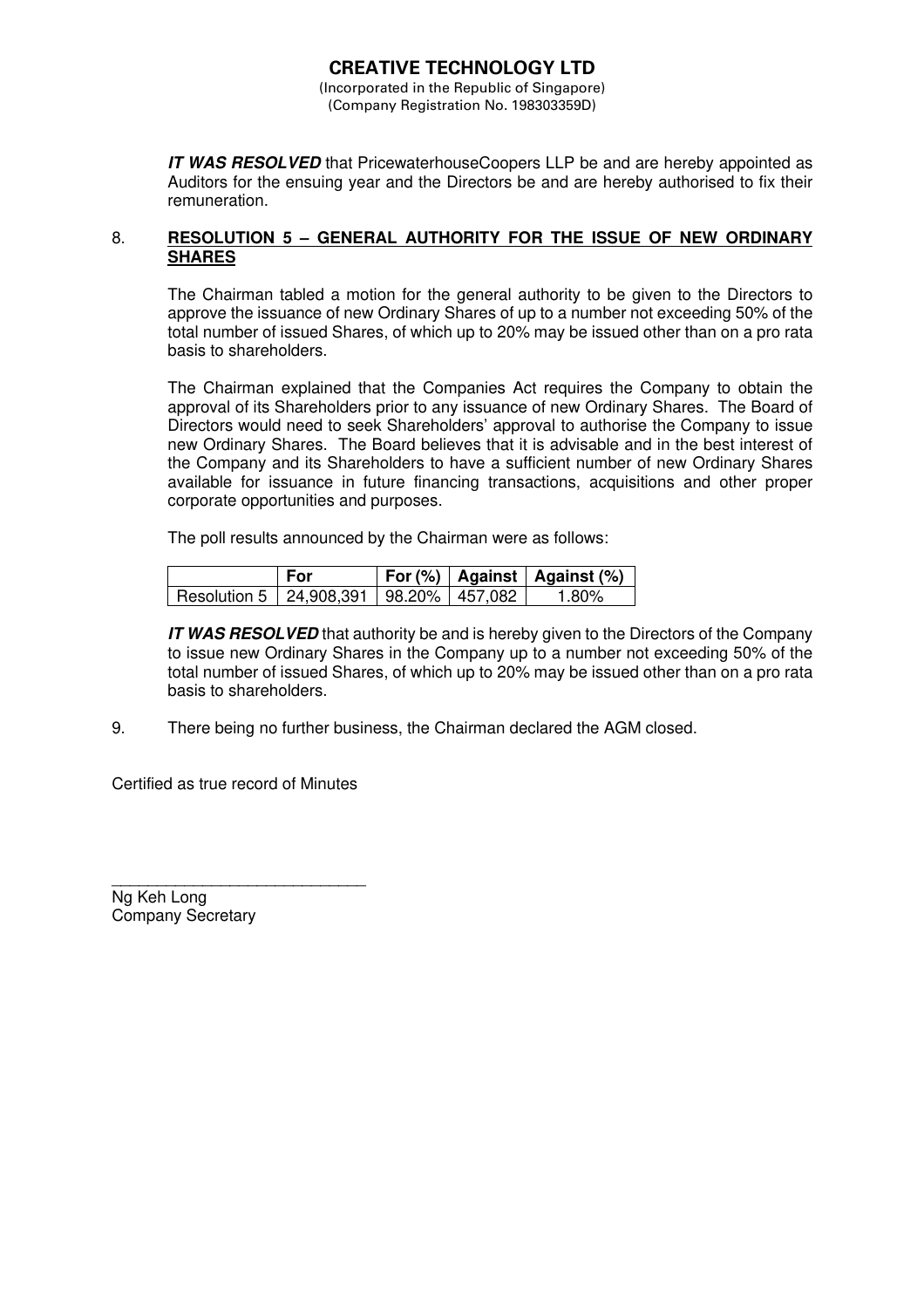**CREATIVE TECHNOLOGY LTD**
(Incorporated in the Republic of Singapore)
(Company Registration No. 198303359D)

***IT WAS RESOLVED*** that PricewaterhouseCoopers LLP be and are hereby appointed as Auditors for the ensuing year and the Directors be and are hereby authorised to fix their remuneration.

8. **RESOLUTION 5 – GENERAL AUTHORITY FOR THE ISSUE OF NEW ORDINARY SHARES**

The Chairman tabled a motion for the general authority to be given to the Directors to approve the issuance of new Ordinary Shares of up to a number not exceeding 50% of the total number of issued Shares, of which up to 20% may be issued other than on a pro rata basis to shareholders.

The Chairman explained that the Companies Act requires the Company to obtain the approval of its Shareholders prior to any issuance of new Ordinary Shares. The Board of Directors would need to seek Shareholders' approval to authorise the Company to issue new Ordinary Shares. The Board believes that it is advisable and in the best interest of the Company and its Shareholders to have a sufficient number of new Ordinary Shares available for issuance in future financing transactions, acquisitions and other proper corporate opportunities and purposes.

The poll results announced by the Chairman were as follows:

| | For | For (%) | Against | Against (%) |
|---|---|---|---|---|
| Resolution 5 | 24,908,391 | 98.20% | 457,082 | 1.80% |

***IT WAS RESOLVED*** that authority be and is hereby given to the Directors of the Company to issue new Ordinary Shares in the Company up to a number not exceeding 50% of the total number of issued Shares, of which up to 20% may be issued other than on a pro rata basis to shareholders.

9. There being no further business, the Chairman declared the AGM closed.

Certified as true record of Minutes

\_\_\_\_\_\_\_\_\_\_\_\_\_\_\_\_\_\_\_\_\_\_\_\_\_\_\_\_

Ng Keh Long
Company Secretary